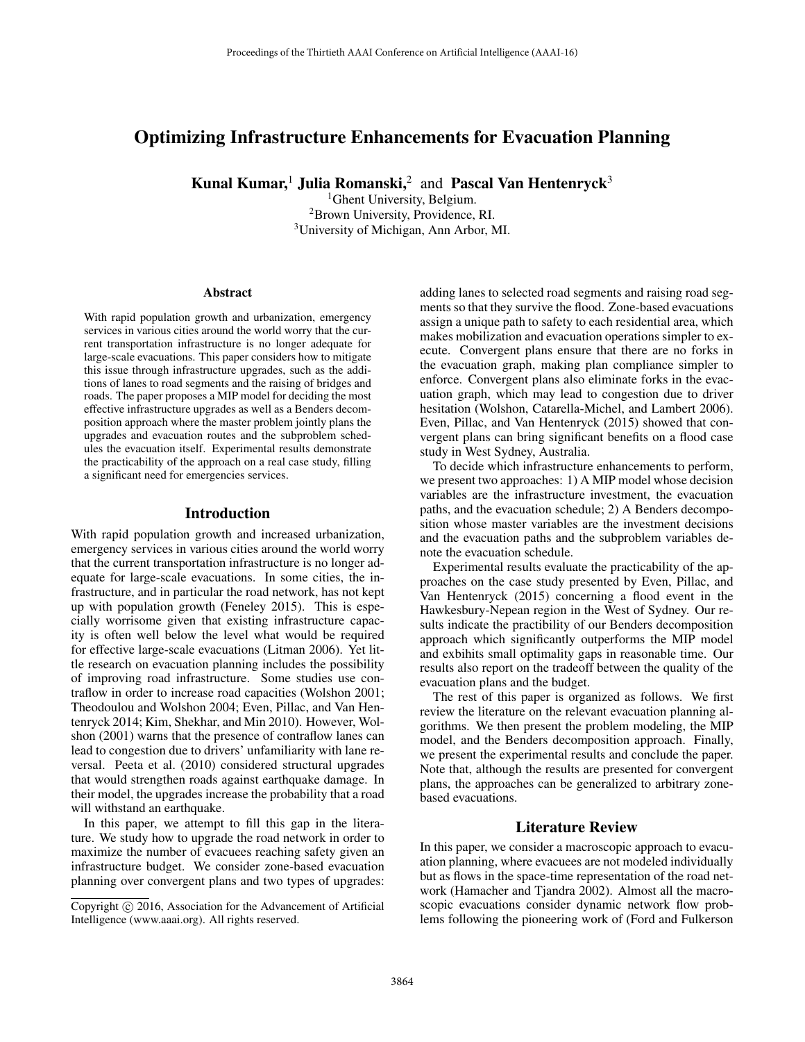# Optimizing Infrastructure Enhancements for Evacuation Planning

**Kunal Kumar,**[1] **Julia Romanski,**[2] and **Pascal Van Hentenryck**[3]

[1]Ghent University, Belgium.
[2]Brown University, Providence, RI.
[3]University of Michigan, Ann Arbor, MI.

## Abstract

With rapid population growth and urbanization, emergency services in various cities around the world worry that the current transportation infrastructure is no longer adequate for large-scale evacuations. This paper considers how to mitigate this issue through infrastructure upgrades, such as the additions of lanes to road segments and the raising of bridges and roads. The paper proposes a MIP model for deciding the most effective infrastructure upgrades as well as a Benders decomposition approach where the master problem jointly plans the upgrades and evacuation routes and the subproblem schedules the evacuation itself. Experimental results demonstrate the practicability of the approach on a real case study, filling a significant need for emergencies services.

## Introduction

With rapid population growth and increased urbanization, emergency services in various cities around the world worry that the current transportation infrastructure is no longer adequate for large-scale evacuations. In some cities, the infrastructure, and in particular the road network, has not kept up with population growth (Feneley 2015). This is especially worrisome given that existing infrastructure capacity is often well below the level what would be required for effective large-scale evacuations (Litman 2006). Yet little research on evacuation planning includes the possibility of improving road infrastructure. Some studies use contraflow in order to increase road capacities (Wolshon 2001; Theodoulou and Wolshon 2004; Even, Pillac, and Van Hentenryck 2014; Kim, Shekhar, and Min 2010). However, Wolshon (2001) warns that the presence of contraflow lanes can lead to congestion due to drivers' unfamiliarity with lane reversal. Peeta et al. (2010) considered structural upgrades that would strengthen roads against earthquake damage. In their model, the upgrades increase the probability that a road will withstand an earthquake.

In this paper, we attempt to fill this gap in the literature. We study how to upgrade the road network in order to maximize the number of evacuees reaching safety given an infrastructure budget. We consider zone-based evacuation planning over convergent plans and two types of upgrades: adding lanes to selected road segments and raising road segments so that they survive the flood. Zone-based evacuations assign a unique path to safety to each residential area, which makes mobilization and evacuation operations simpler to execute. Convergent plans ensure that there are no forks in the evacuation graph, making plan compliance simpler to enforce. Convergent plans also eliminate forks in the evacuation graph, which may lead to congestion due to driver hesitation (Wolshon, Catarella-Michel, and Lambert 2006). Even, Pillac, and Van Hentenryck (2015) showed that convergent plans can bring significant benefits on a flood case study in West Sydney, Australia.

To decide which infrastructure enhancements to perform, we present two approaches: 1) A MIP model whose decision variables are the infrastructure investment, the evacuation paths, and the evacuation schedule; 2) A Benders decomposition whose master variables are the investment decisions and the evacuation paths and the subproblem variables denote the evacuation schedule.

Experimental results evaluate the practicability of the approaches on the case study presented by Even, Pillac, and Van Hentenryck (2015) concerning a flood event in the Hawkesbury-Nepean region in the West of Sydney. Our results indicate the practibility of our Benders decomposition approach which significantly outperforms the MIP model and exbihits small optimality gaps in reasonable time. Our results also report on the tradeoff between the quality of the evacuation plans and the budget.

The rest of this paper is organized as follows. We first review the literature on the relevant evacuation planning algorithms. We then present the problem modeling, the MIP model, and the Benders decomposition approach. Finally, we present the experimental results and conclude the paper. Note that, although the results are presented for convergent plans, the approaches can be generalized to arbitrary zone-based evacuations.

## Literature Review

In this paper, we consider a macroscopic approach to evacuation planning, where evacuees are not modeled individually but as flows in the space-time representation of the road network (Hamacher and Tjandra 2002). Almost all the macroscopic evacuations consider dynamic network flow problems following the pioneering work of (Ford and Fulkerson

Copyright © 2016, Association for the Advancement of Artificial Intelligence (www.aaai.org). All rights reserved.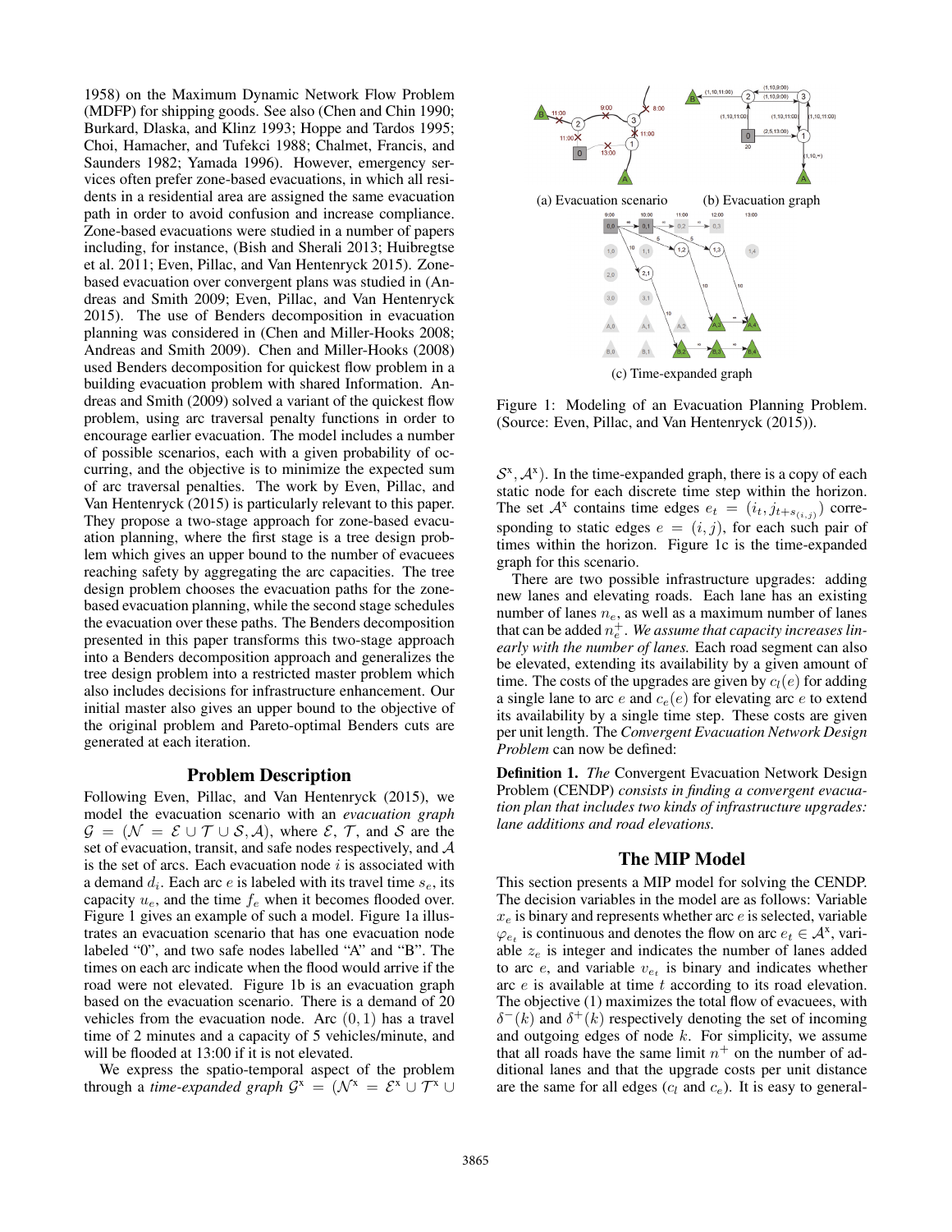1958) on the Maximum Dynamic Network Flow Problem (MDFP) for shipping goods. See also (Chen and Chin 1990; Burkard, Dlaska, and Klinz 1993; Hoppe and Tardos 1995; Choi, Hamacher, and Tufekci 1988; Chalmet, Francis, and Saunders 1982; Yamada 1996). However, emergency services often prefer zone-based evacuations, in which all residents in a residential area are assigned the same evacuation path in order to avoid confusion and increase compliance. Zone-based evacuations were studied in a number of papers including, for instance, (Bish and Sherali 2013; Huibregtse et al. 2011; Even, Pillac, and Van Hentenryck 2015). Zone-based evacuation over convergent plans was studied in (Andreas and Smith 2009; Even, Pillac, and Van Hentenryck 2015). The use of Benders decomposition in evacuation planning was considered in (Chen and Miller-Hooks 2008; Andreas and Smith 2009). Chen and Miller-Hooks (2008) used Benders decomposition for quickest flow problem in a building evacuation problem with shared Information. Andreas and Smith (2009) solved a variant of the quickest flow problem, using arc traversal penalty functions in order to encourage earlier evacuation. The model includes a number of possible scenarios, each with a given probability of occurring, and the objective is to minimize the expected sum of arc traversal penalties. The work by Even, Pillac, and Van Hentenryck (2015) is particularly relevant to this paper. They propose a two-stage approach for zone-based evacuation planning, where the first stage is a tree design problem which gives an upper bound to the number of evacuees reaching safety by aggregating the arc capacities. The tree design problem chooses the evacuation paths for the zone-based evacuation planning, while the second stage schedules the evacuation over these paths. The Benders decomposition presented in this paper transforms this two-stage approach into a Benders decomposition approach and generalizes the tree design problem into a restricted master problem which also includes decisions for infrastructure enhancement. Our initial master also gives an upper bound to the objective of the original problem and Pareto-optimal Benders cuts are generated at each iteration.

## Problem Description

Following Even, Pillac, and Van Hentenryck (2015), we model the evacuation scenario with an *evacuation graph* $\mathcal{G} = (\mathcal{N} = \mathcal{E} \cup \mathcal{T} \cup \mathcal{S}, \mathcal{A})$, where $\mathcal{E}$, $\mathcal{T}$, and $\mathcal{S}$ are the set of evacuation, transit, and safe nodes respectively, and $\mathcal{A}$ is the set of arcs. Each evacuation node $i$ is associated with a demand $d_i$. Each arc $e$ is labeled with its travel time $s_e$, its capacity $u_e$, and the time $f_e$ when it becomes flooded over. Figure 1 gives an example of such a model. Figure 1a illustrates an evacuation scenario that has one evacuation node labeled "0", and two safe nodes labelled "A" and "B". The times on each arc indicate when the flood would arrive if the road were not elevated. Figure 1b is an evacuation graph based on the evacuation scenario. There is a demand of 20 vehicles from the evacuation node. Arc $(0, 1)$ has a travel time of 2 minutes and a capacity of 5 vehicles/minute, and will be flooded at 13:00 if it is not elevated.

We express the spatio-temporal aspect of the problem through a *time-expanded graph* $\mathcal{G}^x = (\mathcal{N}^x = \mathcal{E}^x \cup \mathcal{T}^x \cup \mathcal{S}^x, \mathcal{A}^x)$. In the time-expanded graph, there is a copy of each static node for each discrete time step within the horizon. The set $\mathcal{A}^x$ contains time edges $e_t = (i_t, j_{t+s_{(i,j)}})$ corresponding to static edges $e = (i, j)$, for each such pair of times within the horizon. Figure 1c is the time-expanded graph for this scenario.

(a) Evacuation scenario (b) Evacuation graph

(c) Time-expanded graph

Figure 1: Modeling of an Evacuation Planning Problem. (Source: Even, Pillac, and Van Hentenryck (2015)).

There are two possible infrastructure upgrades: adding new lanes and elevating roads. Each lane has an existing number of lanes $n_e$, as well as a maximum number of lanes that can be added $n_e^+$. *We assume that capacity increases linearly with the number of lanes.* Each road segment can also be elevated, extending its availability by a given amount of time. The costs of the upgrades are given by $c_l(e)$ for adding a single lane to arc $e$ and $c_e(e)$ for elevating arc $e$ to extend its availability by a single time step. These costs are given per unit length. The *Convergent Evacuation Network Design Problem* can now be defined:

**Definition 1.** *The* Convergent Evacuation Network Design Problem (CENDP) *consists in finding a convergent evacuation plan that includes two kinds of infrastructure upgrades: lane additions and road elevations.*

## The MIP Model

This section presents a MIP model for solving the CENDP. The decision variables in the model are as follows: Variable $x_e$ is binary and represents whether arc $e$ is selected, variable $\varphi_{e_t}$ is continuous and denotes the flow on arc $e_t \in \mathcal{A}^x$, variable $z_e$ is integer and indicates the number of lanes added to arc $e$, and variable $v_{e_t}$ is binary and indicates whether arc $e$ is available at time $t$ according to its road elevation. The objective (1) maximizes the total flow of evacuees, with $\delta^-(k)$ and $\delta^+(k)$ respectively denoting the set of incoming and outgoing edges of node $k$. For simplicity, we assume that all roads have the same limit $n^+$ on the number of additional lanes and that the upgrade costs per unit distance are the same for all edges ($c_l$ and $c_e$). It is easy to general-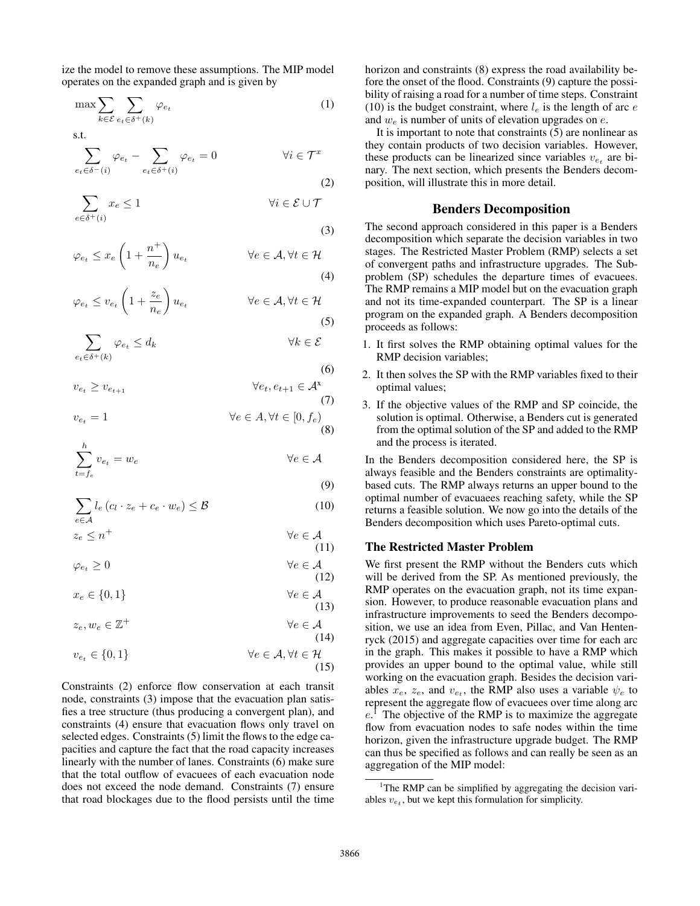ize the model to remove these assumptions. The MIP model operates on the expanded graph and is given by

$$\max \sum_{k \in \mathcal{E}} \sum_{e_t \in \delta^+(k)} \varphi_{e_t} \tag{1}$$

s.t.

$$\sum_{e_t \in \delta^-(i)} \varphi_{e_t} - \sum_{e_t \in \delta^+(i)} \varphi_{e_t} = 0 \qquad \forall i \in \mathcal{T}^x \tag{2}$$

$$\sum_{e \in \delta^+(i)} x_e \leq 1 \qquad \forall i \in \mathcal{E} \cup \mathcal{T} \tag{3}$$

$$\varphi_{e_t} \leq x_e \left(1 + \frac{n^+}{n_e}\right) u_{e_t} \qquad \forall e \in \mathcal{A}, \forall t \in \mathcal{H} \tag{4}$$

$$\varphi_{e_t} \leq v_{e_t} \left(1 + \frac{z_e}{n_e}\right) u_{e_t} \qquad \forall e \in \mathcal{A}, \forall t \in \mathcal{H} \tag{5}$$

$$\sum_{e_t \in \delta^+(k)} \varphi_{e_t} \leq d_k \qquad \forall k \in \mathcal{E} \tag{6}$$

$$v_{e_t} \geq v_{e_{t+1}} \qquad \forall e_t, e_{t+1} \in \mathcal{A}^x \tag{7}$$

$$v_{e_t} = 1 \qquad \forall e \in A, \forall t \in [0, f_e) \tag{8}$$

$$\sum_{t=f_e}^{h} v_{e_t} = w_e \qquad \forall e \in \mathcal{A} \tag{9}$$

$$\sum_{e \in \mathcal{A}} l_e \left(c_l \cdot z_e + c_e \cdot w_e\right) \leq \mathcal{B} \tag{10}$$

$$z_e \leq n^+ \qquad \forall e \in \mathcal{A} \tag{11}$$

$$\varphi_{e_t} \geq 0 \qquad \forall e \in \mathcal{A} \tag{12}$$

$$x_e \in \{0, 1\} \qquad \forall e \in \mathcal{A} \tag{13}$$

$$z_e, w_e \in \mathbb{Z}^+ \qquad \forall e \in \mathcal{A} \tag{14}$$

$$v_{e_t} \in \{0, 1\} \qquad \forall e \in \mathcal{A}, \forall t \in \mathcal{H} \tag{15}$$

Constraints (2) enforce flow conservation at each transit node, constraints (3) impose that the evacuation plan satisfies a tree structure (thus producing a convergent plan), and constraints (4) ensure that evacuation flows only travel on selected edges. Constraints (5) limit the flows to the edge capacities and capture the fact that the road capacity increases linearly with the number of lanes. Constraints (6) make sure that the total outflow of evacuees of each evacuation node does not exceed the node demand. Constraints (7) ensure that road blockages due to the flood persists until the time horizon and constraints (8) express the road availability before the onset of the flood. Constraints (9) capture the possibility of raising a road for a number of time steps. Constraint (10) is the budget constraint, where $l_e$ is the length of arc $e$ and $w_e$ is number of units of elevation upgrades on $e$.

It is important to note that constraints (5) are nonlinear as they contain products of two decision variables. However, these products can be linearized since variables $v_{e_t}$ are binary. The next section, which presents the Benders decomposition, will illustrate this in more detail.

## Benders Decomposition

The second approach considered in this paper is a Benders decomposition which separate the decision variables in two stages. The Restricted Master Problem (RMP) selects a set of convergent paths and infrastructure upgrades. The Subproblem (SP) schedules the departure times of evacuees. The RMP remains a MIP model but on the evacuation graph and not its time-expanded counterpart. The SP is a linear program on the expanded graph. A Benders decomposition proceeds as follows:

1. It first solves the RMP obtaining optimal values for the RMP decision variables;
2. It then solves the SP with the RMP variables fixed to their optimal values;
3. If the objective values of the RMP and SP coincide, the solution is optimal. Otherwise, a Benders cut is generated from the optimal solution of the SP and added to the RMP and the process is iterated.

In the Benders decomposition considered here, the SP is always feasible and the Benders constraints are optimality-based cuts. The RMP always returns an upper bound to the optimal number of evacuaees reaching safety, while the SP returns a feasible solution. We now go into the details of the Benders decomposition which uses Pareto-optimal cuts.

### The Restricted Master Problem

We first present the RMP without the Benders cuts which will be derived from the SP. As mentioned previously, the RMP operates on the evacuation graph, not its time expansion. However, to produce reasonable evacuation plans and infrastructure improvements to seed the Benders decomposition, we use an idea from Even, Pillac, and Van Hentenryck (2015) and aggregate capacities over time for each arc in the graph. This makes it possible to have a RMP which provides an upper bound to the optimal value, while still working on the evacuation graph. Besides the decision variables $x_e$, $z_e$, and $v_{e_t}$, the RMP also uses a variable $\psi_e$ to represent the aggregate flow of evacuees over time along arc $e$.[1] The objective of the RMP is to maximize the aggregate flow from evacuation nodes to safe nodes within the time horizon, given the infrastructure upgrade budget. The RMP can thus be specified as follows and can really be seen as an aggregation of the MIP model:

[1] The RMP can be simplified by aggregating the decision variables $v_{e_t}$, but we kept this formulation for simplicity.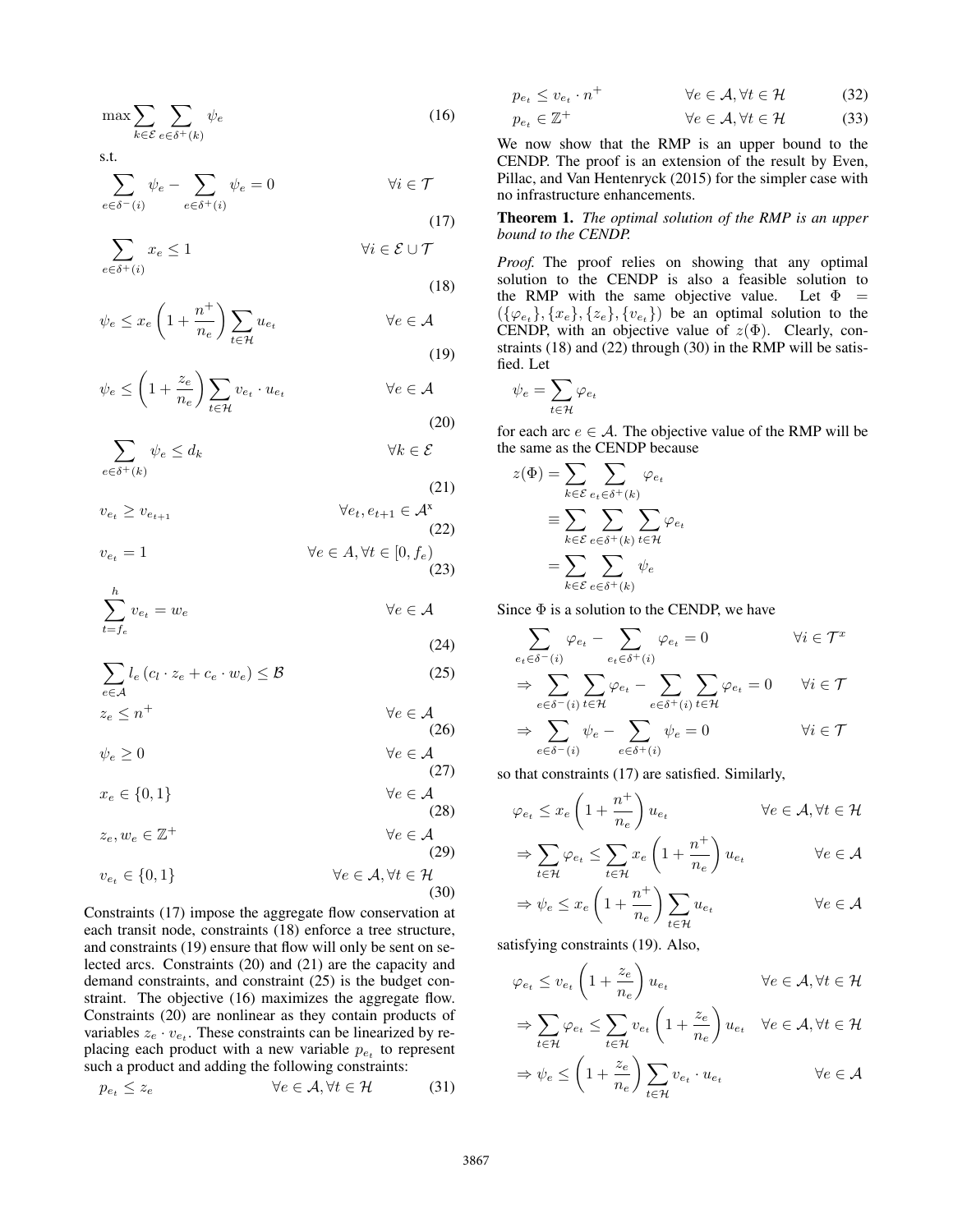$$\max \sum_{k \in \mathcal{E}} \sum_{e \in \delta^+(k)} \psi_e \tag{16}$$

s.t.

$$\sum_{e \in \delta^-(i)} \psi_e - \sum_{e \in \delta^+(i)} \psi_e = 0 \qquad \forall i \in \mathcal{T} \tag{17}$$

$$\sum_{e \in \delta^+(i)} x_e \leq 1 \qquad \forall i \in \mathcal{E} \cup \mathcal{T} \tag{18}$$

$$\psi_e \leq x_e \left(1 + \frac{n^+}{n_e}\right) \sum_{t \in \mathcal{H}} u_{e_t} \qquad \forall e \in \mathcal{A} \tag{19}$$

$$\psi_e \leq \left(1 + \frac{z_e}{n_e}\right) \sum_{t \in \mathcal{H}} v_{e_t} \cdot u_{e_t} \qquad \forall e \in \mathcal{A} \tag{20}$$

$$\sum_{e \in \delta^+(k)} \psi_e \leq d_k \qquad \forall k \in \mathcal{E} \tag{21}$$

$$v_{e_t} \geq v_{e_{t+1}} \qquad \forall e_t, e_{t+1} \in \mathcal{A}^{\mathrm{x}} \tag{22}$$

$$v_{e_t} = 1 \qquad \forall e \in A, \forall t \in [0, f_e) \tag{23}$$

$$\sum_{t=f_e}^{h} v_{e_t} = w_e \qquad \forall e \in \mathcal{A} \tag{24}$$

$$\sum_{e \in \mathcal{A}} l_e \left(c_l \cdot z_e + c_e \cdot w_e\right) \leq \mathcal{B} \tag{25}$$

$$z_e \leq n^+ \qquad \forall e \in \mathcal{A} \tag{26}$$

$$\psi_e \geq 0 \qquad \forall e \in \mathcal{A} \tag{27}$$

$$x_e \in \{0, 1\} \qquad \forall e \in \mathcal{A} \tag{28}$$

$$z_e, w_e \in \mathbb{Z}^+ \qquad \forall e \in \mathcal{A} \tag{29}$$

$$v_{e_t} \in \{0, 1\} \qquad \forall e \in \mathcal{A}, \forall t \in \mathcal{H} \tag{30}$$

Constraints (17) impose the aggregate flow conservation at each transit node, constraints (18) enforce a tree structure, and constraints (19) ensure that flow will only be sent on selected arcs. Constraints (20) and (21) are the capacity and demand constraints, and constraint (25) is the budget constraint. The objective (16) maximizes the aggregate flow. Constraints (20) are nonlinear as they contain products of variables $z_e \cdot v_{e_t}$. These constraints can be linearized by replacing each product with a new variable $p_{e_t}$ to represent such a product and adding the following constraints:

$$p_{e_t} \leq z_e \qquad \forall e \in \mathcal{A}, \forall t \in \mathcal{H} \tag{31}$$

$$p_{e_t} \leq v_{e_t} \cdot n^+ \qquad \forall e \in \mathcal{A}, \forall t \in \mathcal{H} \tag{32}$$

$$p_{e_t} \in \mathbb{Z}^+ \qquad \forall e \in \mathcal{A}, \forall t \in \mathcal{H} \tag{33}$$

We now show that the RMP is an upper bound to the CENDP. The proof is an extension of the result by Even, Pillac, and Van Hentenryck (2015) for the simpler case with no infrastructure enhancements.

**Theorem 1.** *The optimal solution of the RMP is an upper bound to the CENDP.*

*Proof.* The proof relies on showing that any optimal solution to the CENDP is also a feasible solution to the RMP with the same objective value. Let $\Phi = (\{\varphi_{e_t}\}, \{x_e\}, \{z_e\}, \{v_{e_t}\})$ be an optimal solution to the CENDP, with an objective value of $z(\Phi)$. Clearly, constraints (18) and (22) through (30) in the RMP will be satisfied. Let

$$\psi_e = \sum_{t \in \mathcal{H}} \varphi_{e_t}$$

for each arc $e \in \mathcal{A}$. The objective value of the RMP will be the same as the CENDP because

$$\begin{aligned} z(\Phi) &= \sum_{k \in \mathcal{E}} \sum_{e_t \in \delta^+(k)} \varphi_{e_t} \\ &\equiv \sum_{k \in \mathcal{E}} \sum_{e \in \delta^+(k)} \sum_{t \in \mathcal{H}} \varphi_{e_t} \\ &= \sum_{k \in \mathcal{E}} \sum_{e \in \delta^+(k)} \psi_e \end{aligned}$$

Since $\Phi$ is a solution to the CENDP, we have

$$\begin{aligned} &\sum_{e_t \in \delta^-(i)} \varphi_{e_t} - \sum_{e_t \in \delta^+(i)} \varphi_{e_t} = 0 && \forall i \in \mathcal{T}^x \\ \Rightarrow &\sum_{e \in \delta^-(i)} \sum_{t \in \mathcal{H}} \varphi_{e_t} - \sum_{e \in \delta^+(i)} \sum_{t \in \mathcal{H}} \varphi_{e_t} = 0 && \forall i \in \mathcal{T} \\ \Rightarrow &\sum_{e \in \delta^-(i)} \psi_e - \sum_{e \in \delta^+(i)} \psi_e = 0 && \forall i \in \mathcal{T} \end{aligned}$$

so that constraints (17) are satisfied. Similarly,

$$\begin{aligned} &\varphi_{e_t} \leq x_e \left(1 + \frac{n^+}{n_e}\right) u_{e_t} && \forall e \in \mathcal{A}, \forall t \in \mathcal{H} \\ \Rightarrow &\sum_{t \in \mathcal{H}} \varphi_{e_t} \leq \sum_{t \in \mathcal{H}} x_e \left(1 + \frac{n^+}{n_e}\right) u_{e_t} && \forall e \in \mathcal{A} \\ \Rightarrow &\psi_e \leq x_e \left(1 + \frac{n^+}{n_e}\right) \sum_{t \in \mathcal{H}} u_{e_t} && \forall e \in \mathcal{A} \end{aligned}$$

satisfying constraints (19). Also,

$$\begin{aligned} &\varphi_{e_t} \leq v_{e_t} \left(1 + \frac{z_e}{n_e}\right) u_{e_t} && \forall e \in \mathcal{A}, \forall t \in \mathcal{H} \\ \Rightarrow &\sum_{t \in \mathcal{H}} \varphi_{e_t} \leq \sum_{t \in \mathcal{H}} v_{e_t} \left(1 + \frac{z_e}{n_e}\right) u_{e_t} && \forall e \in \mathcal{A}, \forall t \in \mathcal{H} \\ \Rightarrow &\psi_e \leq \left(1 + \frac{z_e}{n_e}\right) \sum_{t \in \mathcal{H}} v_{e_t} \cdot u_{e_t} && \forall e \in \mathcal{A} \end{aligned}$$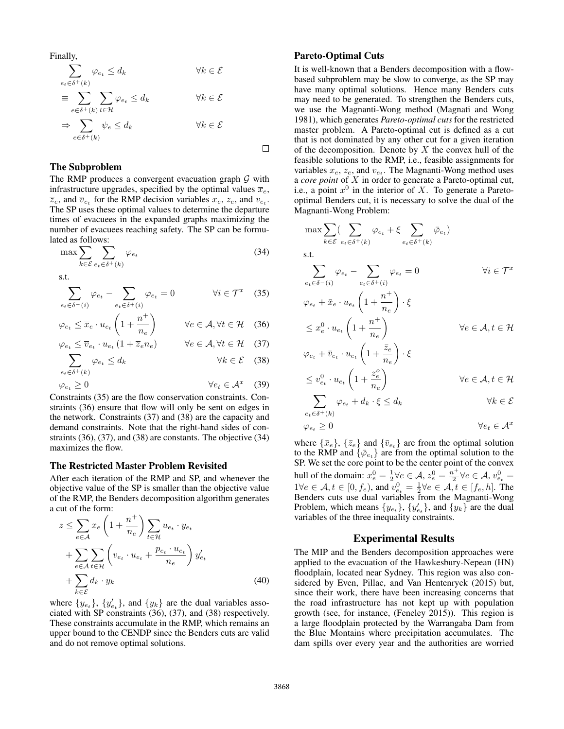Finally,

$$
\begin{aligned}
& \sum_{e_t \in \delta^+(k)} \varphi_{e_t} \leq d_k && \forall k \in \mathcal{E} \\
\equiv & \sum_{e \in \delta^+(k)} \sum_{t \in \mathcal{H}} \varphi_{e_t} \leq d_k && \forall k \in \mathcal{E} \\
\Rightarrow & \sum_{e \in \delta^+(k)} \psi_e \leq d_k && \forall k \in \mathcal{E}
\end{aligned}
$$

□

### The Subproblem

The RMP produces a convergent evacuation graph $\mathcal{G}$ with infrastructure upgrades, specified by the optimal values $\overline{x}_e$, $\overline{z}_e$, and $\overline{v}_{e_t}$ for the RMP decision variables $x_e$, $z_e$, and $v_{e_t}$. The SP uses these optimal values to determine the departure times of evacuees in the expanded graphs maximizing the number of evacuees reaching safety. The SP can be formulated as follows:

$$
\max \sum_{k \in \mathcal{E}} \sum_{e_t \in \delta^+(k)} \varphi_{e_t} \tag{34}
$$

s.t.

$$
\sum_{e_t \in \delta^-(i)} \varphi_{e_t} - \sum_{e_t \in \delta^+(i)} \varphi_{e_t} = 0 \qquad \forall i \in \mathcal{T}^x \tag{35}
$$

$$
\varphi_{e_t} \leq \overline{x}_e \cdot u_{e_t} \left(1 + \frac{n^+}{n_e}\right) \qquad \forall e \in \mathcal{A}, \forall t \in \mathcal{H} \tag{36}
$$

$$
\varphi_{e_t} \leq \overline{v}_{e_t} \cdot u_{e_t} \left(1 + \overline{z}_e n_e\right) \qquad \forall e \in \mathcal{A}, \forall t \in \mathcal{H} \tag{37}
$$

$$
\sum_{e_t \in \delta^+(k)} \varphi_{e_t} \leq d_k \qquad \forall k \in \mathcal{E} \tag{38}
$$

$$
\varphi_{e_t} \geq 0 \qquad \forall e_t \in \mathcal{A}^x \tag{39}
$$

Constraints (35) are the flow conservation constraints. Constraints (36) ensure that flow will only be sent on edges in the network. Constraints (37) and (38) are the capacity and demand constraints. Note that the right-hand sides of constraints (36), (37), and (38) are constants. The objective (34) maximizes the flow.

### The Restricted Master Problem Revisited

After each iteration of the RMP and SP, and whenever the objective value of the SP is smaller than the objective value of the RMP, the Benders decomposition algorithm generates a cut of the form:

$$
\begin{aligned}
z \leq & \sum_{e \in \mathcal{A}} x_e \left(1 + \frac{n^+}{n_e}\right) \sum_{t \in \mathcal{H}} u_{e_t} \cdot y_{e_t} \\
& + \sum_{e \in \mathcal{A}} \sum_{t \in \mathcal{H}} \left( v_{e_t} \cdot u_{e_t} + \frac{p_{e_t} \cdot u_{e_t}}{n_e} \right) y'_{e_t} \\
& + \sum_{k \in \mathcal{E}} d_k \cdot y_k
\end{aligned} \tag{40}
$$

where $\{y_{e_t}\}$, $\{y'_{e_t}\}$, and $\{y_k\}$ are the dual variables associated with SP constraints (36), (37), and (38) respectively. These constraints accumulate in the RMP, which remains an upper bound to the CENDP since the Benders cuts are valid and do not remove optimal solutions.

### Pareto-Optimal Cuts

It is well-known that a Benders decomposition with a flow-based subproblem may be slow to converge, as the SP may have many optimal solutions. Hence many Benders cuts may need to be generated. To strengthen the Benders cuts, we use the Magnanti-Wong method (Magnati and Wong 1981), which generates *Pareto-optimal cuts* for the restricted master problem. A Pareto-optimal cut is defined as a cut that is not dominated by any other cut for a given iteration of the decomposition. Denote by $X$ the convex hull of the feasible solutions to the RMP, i.e., feasible assignments for variables $x_e$, $z_e$, and $v_{e_t}$. The Magnanti-Wong method uses a *core point* of $X$ in order to generate a Pareto-optimal cut, i.e., a point $x^0$ in the interior of $X$. To generate a Pareto-optimal Benders cut, it is necessary to solve the dual of the Magnanti-Wong Problem:

$$
\max \sum_{k \in \mathcal{E}} \Big( \sum_{e_t \in \delta^+(k)} \varphi_{e_t} + \xi \sum_{e_t \in \delta^+(k)} \bar{\varphi}_{e_t} \Big)
$$

s.t.

$$
\sum_{e_t \in \delta^-(i)} \varphi_{e_t} - \sum_{e_t \in \delta^+(i)} \varphi_{e_t} = 0 \qquad \forall i \in \mathcal{T}^x
$$

$$
\varphi_{e_t} + \bar{x}_e \cdot u_{e_t} \left(1 + \frac{n^+}{n_e}\right) \cdot \xi \leq x_e^0 \cdot u_{e_t} \left(1 + \frac{n^+}{n_e}\right) \qquad \forall e \in \mathcal{A}, t \in \mathcal{H}
$$

$$
\varphi_{e_t} + \bar{v}_{e_t} \cdot u_{e_t} \left(1 + \frac{\bar{z}_e}{n_e}\right) \cdot \xi \leq v_{e_t}^0 \cdot u_{e_t} \left(1 + \frac{z_e^o}{n_e}\right) \qquad \forall e \in \mathcal{A}, t \in \mathcal{H}
$$

$$
\sum_{e_t \in \delta^+(k)} \varphi_{e_t} + d_k \cdot \xi \leq d_k \qquad \forall k \in \mathcal{E}
$$

$$
\varphi_{e_t} \geq 0 \qquad \forall e_t \in \mathcal{A}^x
$$

where $\{\bar{x}_e\}$, $\{\bar{z}_e\}$ and $\{\bar{v}_{e_t}\}$ are from the optimal solution to the RMP and $\{\bar{\varphi}_{e_t}\}$ are from the optimal solution to the SP. We set the core point to be the center point of the convex hull of the domain: $x_e^0 = \frac{1}{2} \forall e \in \mathcal{A}$, $z_e^0 = \frac{n^+}{2} \forall e \in \mathcal{A}$, $v_{e_t}^0 = 1 \forall e \in \mathcal{A}, t \in [0, f_e)$, and $v_{e_t}^0 = \frac{1}{2} \forall e \in \mathcal{A}, t \in [f_e, h]$. The Benders cuts use dual variables from the Magnanti-Wong Problem, which means $\{y_{e_t}\}$, $\{y'_{e_t}\}$, and $\{y_k\}$ are the dual variables of the three inequality constraints.

## Experimental Results

The MIP and the Benders decomposition approaches were applied to the evacuation of the Hawkesbury-Nepean (HN) floodplain, located near Sydney. This region was also considered by Even, Pillac, and Van Hentenryck (2015) but, since their work, there have been increasing concerns that the road infrastructure has not kept up with population growth (see, for instance, (Feneley 2015)). This region is a large floodplain protected by the Warrangaba Dam from the Blue Montains where precipitation accumulates. The dam spills over every year and the authorities are worried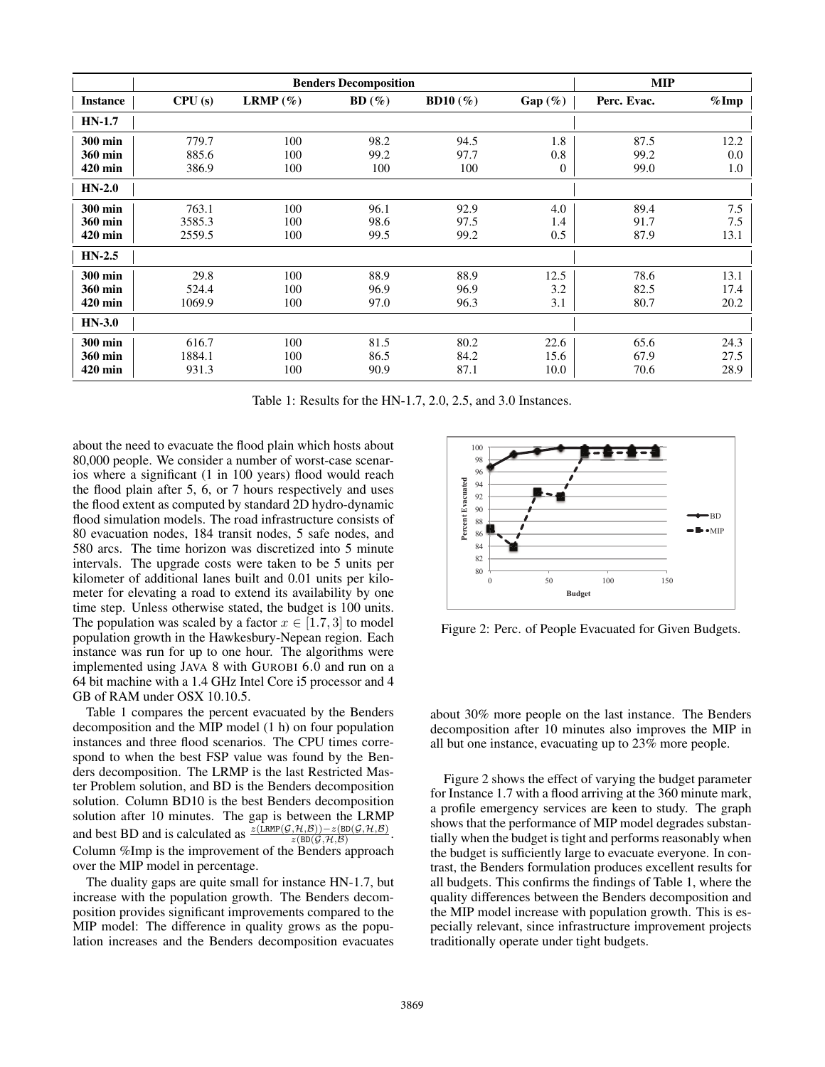| | Benders Decomposition | | | | | MIP | |
|---|---|---|---|---|---|---|---|
| **Instance** | **CPU (s)** | **LRMP (%)** | **BD (%)** | **BD10 (%)** | **Gap (%)** | **Perc. Evac.** | **%Imp** |
| **HN-1.7** | | | | | | | |
| **300 min** | 779.7 | 100 | 98.2 | 94.5 | 1.8 | 87.5 | 12.2 |
| **360 min** | 885.6 | 100 | 99.2 | 97.7 | 0.8 | 99.2 | 0.0 |
| **420 min** | 386.9 | 100 | 100 | 100 | 0 | 99.0 | 1.0 |
| **HN-2.0** | | | | | | | |
| **300 min** | 763.1 | 100 | 96.1 | 92.9 | 4.0 | 89.4 | 7.5 |
| **360 min** | 3585.3 | 100 | 98.6 | 97.5 | 1.4 | 91.7 | 7.5 |
| **420 min** | 2559.5 | 100 | 99.5 | 99.2 | 0.5 | 87.9 | 13.1 |
| **HN-2.5** | | | | | | | |
| **300 min** | 29.8 | 100 | 88.9 | 88.9 | 12.5 | 78.6 | 13.1 |
| **360 min** | 524.4 | 100 | 96.9 | 96.9 | 3.2 | 82.5 | 17.4 |
| **420 min** | 1069.9 | 100 | 97.0 | 96.3 | 3.1 | 80.7 | 20.2 |
| **HN-3.0** | | | | | | | |
| **300 min** | 616.7 | 100 | 81.5 | 80.2 | 22.6 | 65.6 | 24.3 |
| **360 min** | 1884.1 | 100 | 86.5 | 84.2 | 15.6 | 67.9 | 27.5 |
| **420 min** | 931.3 | 100 | 90.9 | 87.1 | 10.0 | 70.6 | 28.9 |

Table 1: Results for the HN-1.7, 2.0, 2.5, and 3.0 Instances.

about the need to evacuate the flood plain which hosts about 80,000 people. We consider a number of worst-case scenarios where a significant (1 in 100 years) flood would reach the flood plain after 5, 6, or 7 hours respectively and uses the flood extent as computed by standard 2D hydro-dynamic flood simulation models. The road infrastructure consists of 80 evacuation nodes, 184 transit nodes, 5 safe nodes, and 580 arcs. The time horizon was discretized into 5 minute intervals. The upgrade costs were taken to be 5 units per kilometer of additional lanes built and 0.01 units per kilometer for elevating a road to extend its availability by one time step. Unless otherwise stated, the budget is 100 units. The population was scaled by a factor $x \in [1.7, 3]$ to model population growth in the Hawkesbury-Nepean region. Each instance was run for up to one hour. The algorithms were implemented using JAVA 8 with GUROBI 6.0 and run on a 64 bit machine with a 1.4 GHz Intel Core i5 processor and 4 GB of RAM under OSX 10.10.5.

Table 1 compares the percent evacuated by the Benders decomposition and the MIP model (1 h) on four population instances and three flood scenarios. The CPU times correspond to when the best FSP value was found by the Benders decomposition. The LRMP is the last Restricted Master Problem solution, and BD is the Benders decomposition solution. Column BD10 is the best Benders decomposition solution after 10 minutes. The gap is between the LRMP and best BD and is calculated as $\frac{z(\texttt{LRMP}(\mathcal{G},\mathcal{H},\mathcal{B})) - z(\texttt{BD}(\mathcal{G},\mathcal{H},\mathcal{B})}{z(\texttt{BD}(\mathcal{G},\mathcal{H},\mathcal{B})}$. Column %Imp is the improvement of the Benders approach over the MIP model in percentage.

The duality gaps are quite small for instance HN-1.7, but increase with the population growth. The Benders decomposition provides significant improvements compared to the MIP model: The difference in quality grows as the population increases and the Benders decomposition evacuates about 30% more people on the last instance. The Benders decomposition after 10 minutes also improves the MIP in all but one instance, evacuating up to 23% more people.

Figure 2: Perc. of People Evacuated for Given Budgets.

Figure 2 shows the effect of varying the budget parameter for Instance 1.7 with a flood arriving at the 360 minute mark, a profile emergency services are keen to study. The graph shows that the performance of MIP model degrades substantially when the budget is tight and performs reasonably when the budget is sufficiently large to evacuate everyone. In contrast, the Benders formulation produces excellent results for all budgets. This confirms the findings of Table 1, where the quality differences between the Benders decomposition and the MIP model increase with population growth. This is especially relevant, since infrastructure improvement projects traditionally operate under tight budgets.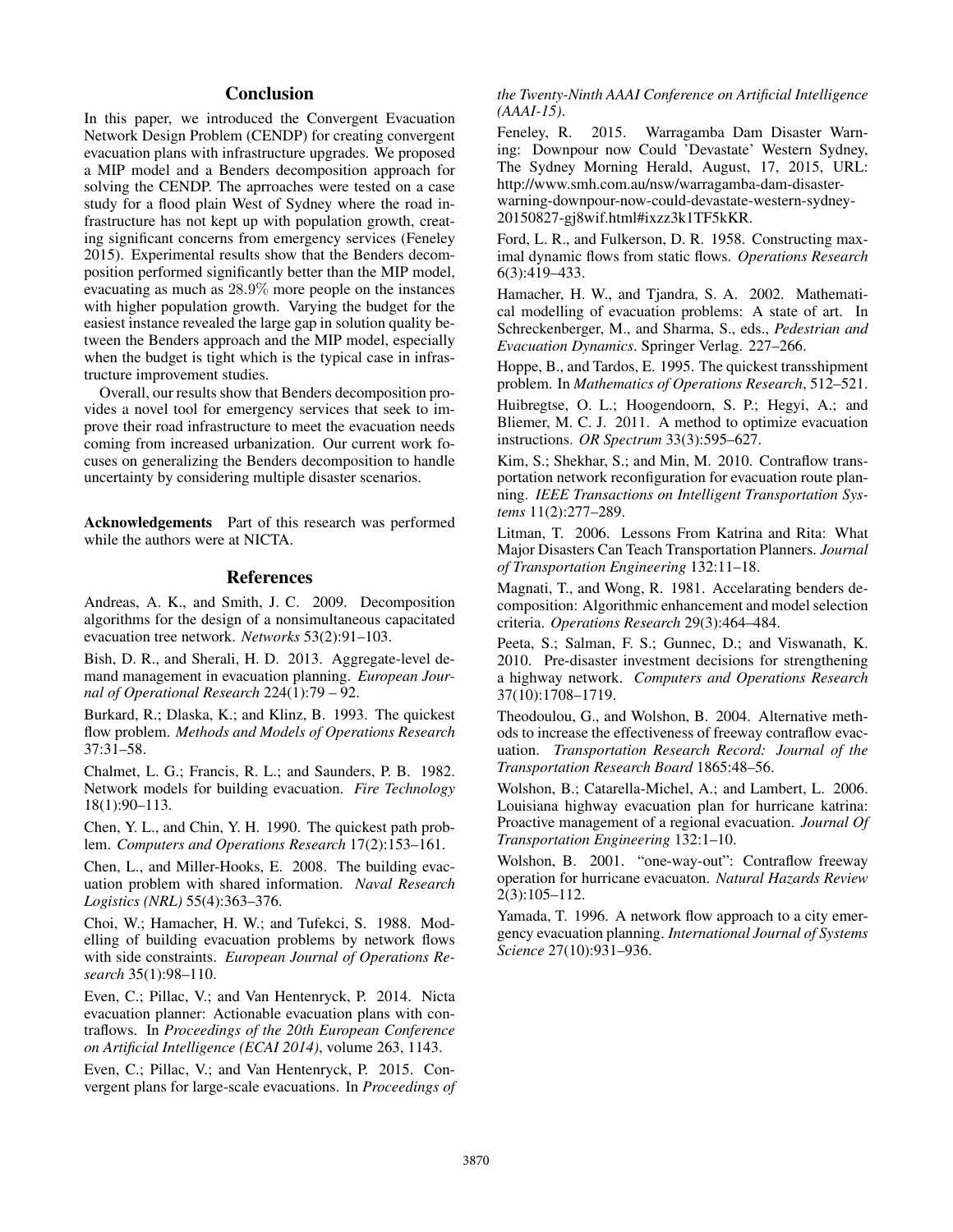## Conclusion

In this paper, we introduced the Convergent Evacuation Network Design Problem (CENDP) for creating convergent evacuation plans with infrastructure upgrades. We proposed a MIP model and a Benders decomposition approach for solving the CENDP. The aprroaches were tested on a case study for a flood plain West of Sydney where the road infrastructure has not kept up with population growth, creating significant concerns from emergency services (Feneley 2015). Experimental results show that the Benders decomposition performed significantly better than the MIP model, evacuating as much as $28.9\%$ more people on the instances with higher population growth. Varying the budget for the easiest instance revealed the large gap in solution quality between the Benders approach and the MIP model, especially when the budget is tight which is the typical case in infrastructure improvement studies.

Overall, our results show that Benders decomposition provides a novel tool for emergency services that seek to improve their road infrastructure to meet the evacuation needs coming from increased urbanization. Our current work focuses on generalizing the Benders decomposition to handle uncertainty by considering multiple disaster scenarios.

**Acknowledgements** Part of this research was performed while the authors were at NICTA.

## References

Andreas, A. K., and Smith, J. C. 2009. Decomposition algorithms for the design of a nonsimultaneous capacitated evacuation tree network. *Networks* 53(2):91–103.

Bish, D. R., and Sherali, H. D. 2013. Aggregate-level demand management in evacuation planning. *European Journal of Operational Research* 224(1):79 – 92.

Burkard, R.; Dlaska, K.; and Klinz, B. 1993. The quickest flow problem. *Methods and Models of Operations Research* 37:31–58.

Chalmet, L. G.; Francis, R. L.; and Saunders, P. B. 1982. Network models for building evacuation. *Fire Technology* 18(1):90–113.

Chen, Y. L., and Chin, Y. H. 1990. The quickest path problem. *Computers and Operations Research* 17(2):153–161.

Chen, L., and Miller-Hooks, E. 2008. The building evacuation problem with shared information. *Naval Research Logistics (NRL)* 55(4):363–376.

Choi, W.; Hamacher, H. W.; and Tufekci, S. 1988. Modelling of building evacuation problems by network flows with side constraints. *European Journal of Operations Research* 35(1):98–110.

Even, C.; Pillac, V.; and Van Hentenryck, P. 2014. Nicta evacuation planner: Actionable evacuation plans with contraflows. In *Proceedings of the 20th European Conference on Artificial Intelligence (ECAI 2014)*, volume 263, 1143.

Even, C.; Pillac, V.; and Van Hentenryck, P. 2015. Convergent plans for large-scale evacuations. In *Proceedings of the Twenty-Ninth AAAI Conference on Artificial Intelligence (AAAI-15)*.

Feneley, R. 2015. Warragamba Dam Disaster Warning: Downpour now Could 'Devastate' Western Sydney, The Sydney Morning Herald, August, 17, 2015, URL: http://www.smh.com.au/nsw/warragamba-dam-disaster-warning-downpour-now-could-devastate-western-sydney-20150827-gj8wif.html#ixzz3k1TF5kKR.

Ford, L. R., and Fulkerson, D. R. 1958. Constructing maximal dynamic flows from static flows. *Operations Research* 6(3):419–433.

Hamacher, H. W., and Tjandra, S. A. 2002. Mathematical modelling of evacuation problems: A state of art. In Schreckenberger, M., and Sharma, S., eds., *Pedestrian and Evacuation Dynamics*. Springer Verlag. 227–266.

Hoppe, B., and Tardos, E. 1995. The quickest transshipment problem. In *Mathematics of Operations Research*, 512–521.

Huibregtse, O. L.; Hoogendoorn, S. P.; Hegyi, A.; and Bliemer, M. C. J. 2011. A method to optimize evacuation instructions. *OR Spectrum* 33(3):595–627.

Kim, S.; Shekhar, S.; and Min, M. 2010. Contraflow transportation network reconfiguration for evacuation route planning. *IEEE Transactions on Intelligent Transportation Systems* 11(2):277–289.

Litman, T. 2006. Lessons From Katrina and Rita: What Major Disasters Can Teach Transportation Planners. *Journal of Transportation Engineering* 132:11–18.

Magnati, T., and Wong, R. 1981. Accelarating benders decomposition: Algorithmic enhancement and model selection criteria. *Operations Research* 29(3):464–484.

Peeta, S.; Salman, F. S.; Gunnec, D.; and Viswanath, K. 2010. Pre-disaster investment decisions for strengthening a highway network. *Computers and Operations Research* 37(10):1708–1719.

Theodoulou, G., and Wolshon, B. 2004. Alternative methods to increase the effectiveness of freeway contraflow evacuation. *Transportation Research Record: Journal of the Transportation Research Board* 1865:48–56.

Wolshon, B.; Catarella-Michel, A.; and Lambert, L. 2006. Louisiana highway evacuation plan for hurricane katrina: Proactive management of a regional evacuation. *Journal Of Transportation Engineering* 132:1–10.

Wolshon, B. 2001. "one-way-out": Contraflow freeway operation for hurricane evacuaton. *Natural Hazards Review* 2(3):105–112.

Yamada, T. 1996. A network flow approach to a city emergency evacuation planning. *International Journal of Systems Science* 27(10):931–936.